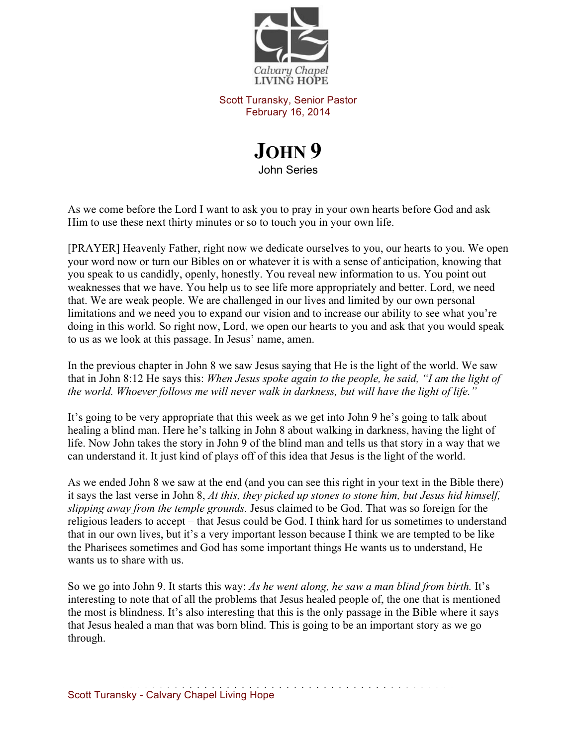Calvary Chapel LIVING HOPE

Scott Turansky, Senior Pastor
February 16, 2014

# JOHN 9

John Series

As we come before the Lord I want to ask you to pray in your own hearts before God and ask Him to use these next thirty minutes or so to touch you in your own life.

[PRAYER] Heavenly Father, right now we dedicate ourselves to you, our hearts to you. We open your word now or turn our Bibles on or whatever it is with a sense of anticipation, knowing that you speak to us candidly, openly, honestly. You reveal new information to us. You point out weaknesses that we have. You help us to see life more appropriately and better. Lord, we need that. We are weak people. We are challenged in our lives and limited by our own personal limitations and we need you to expand our vision and to increase our ability to see what you're doing in this world. So right now, Lord, we open our hearts to you and ask that you would speak to us as we look at this passage. In Jesus' name, amen.

In the previous chapter in John 8 we saw Jesus saying that He is the light of the world. We saw that in John 8:12 He says this: *When Jesus spoke again to the people, he said, "I am the light of the world. Whoever follows me will never walk in darkness, but will have the light of life."*

It's going to be very appropriate that this week as we get into John 9 he's going to talk about healing a blind man. Here he's talking in John 8 about walking in darkness, having the light of life. Now John takes the story in John 9 of the blind man and tells us that story in a way that we can understand it. It just kind of plays off of this idea that Jesus is the light of the world.

As we ended John 8 we saw at the end (and you can see this right in your text in the Bible there) it says the last verse in John 8, *At this, they picked up stones to stone him, but Jesus hid himself, slipping away from the temple grounds.* Jesus claimed to be God. That was so foreign for the religious leaders to accept – that Jesus could be God. I think hard for us sometimes to understand that in our own lives, but it's a very important lesson because I think we are tempted to be like the Pharisees sometimes and God has some important things He wants us to understand, He wants us to share with us.

So we go into John 9. It starts this way: *As he went along, he saw a man blind from birth.* It's interesting to note that of all the problems that Jesus healed people of, the one that is mentioned the most is blindness. It's also interesting that this is the only passage in the Bible where it says that Jesus healed a man that was born blind. This is going to be an important story as we go through.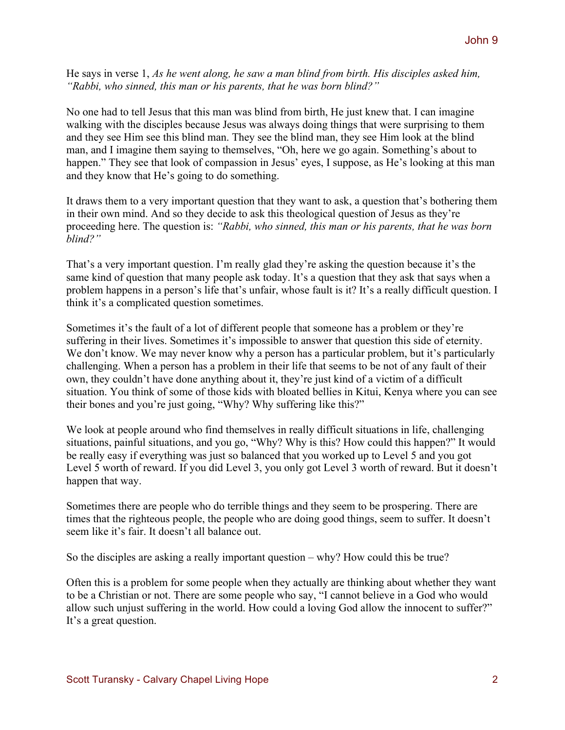He says in verse 1, *As he went along, he saw a man blind from birth. His disciples asked him, "Rabbi, who sinned, this man or his parents, that he was born blind?"*

No one had to tell Jesus that this man was blind from birth, He just knew that. I can imagine walking with the disciples because Jesus was always doing things that were surprising to them and they see Him see this blind man. They see the blind man, they see Him look at the blind man, and I imagine them saying to themselves, "Oh, here we go again. Something's about to happen." They see that look of compassion in Jesus' eyes, I suppose, as He's looking at this man and they know that He's going to do something.

It draws them to a very important question that they want to ask, a question that's bothering them in their own mind. And so they decide to ask this theological question of Jesus as they're proceeding here. The question is: *"Rabbi, who sinned, this man or his parents, that he was born blind?"*

That's a very important question. I'm really glad they're asking the question because it's the same kind of question that many people ask today. It's a question that they ask that says when a problem happens in a person's life that's unfair, whose fault is it? It's a really difficult question. I think it's a complicated question sometimes.

Sometimes it's the fault of a lot of different people that someone has a problem or they're suffering in their lives. Sometimes it's impossible to answer that question this side of eternity. We don't know. We may never know why a person has a particular problem, but it's particularly challenging. When a person has a problem in their life that seems to be not of any fault of their own, they couldn't have done anything about it, they're just kind of a victim of a difficult situation. You think of some of those kids with bloated bellies in Kitui, Kenya where you can see their bones and you're just going, "Why? Why suffering like this?"

We look at people around who find themselves in really difficult situations in life, challenging situations, painful situations, and you go, "Why? Why is this? How could this happen?" It would be really easy if everything was just so balanced that you worked up to Level 5 and you got Level 5 worth of reward. If you did Level 3, you only got Level 3 worth of reward. But it doesn't happen that way.

Sometimes there are people who do terrible things and they seem to be prospering. There are times that the righteous people, the people who are doing good things, seem to suffer. It doesn't seem like it's fair. It doesn't all balance out.

So the disciples are asking a really important question – why? How could this be true?

Often this is a problem for some people when they actually are thinking about whether they want to be a Christian or not. There are some people who say, "I cannot believe in a God who would allow such unjust suffering in the world. How could a loving God allow the innocent to suffer?" It's a great question.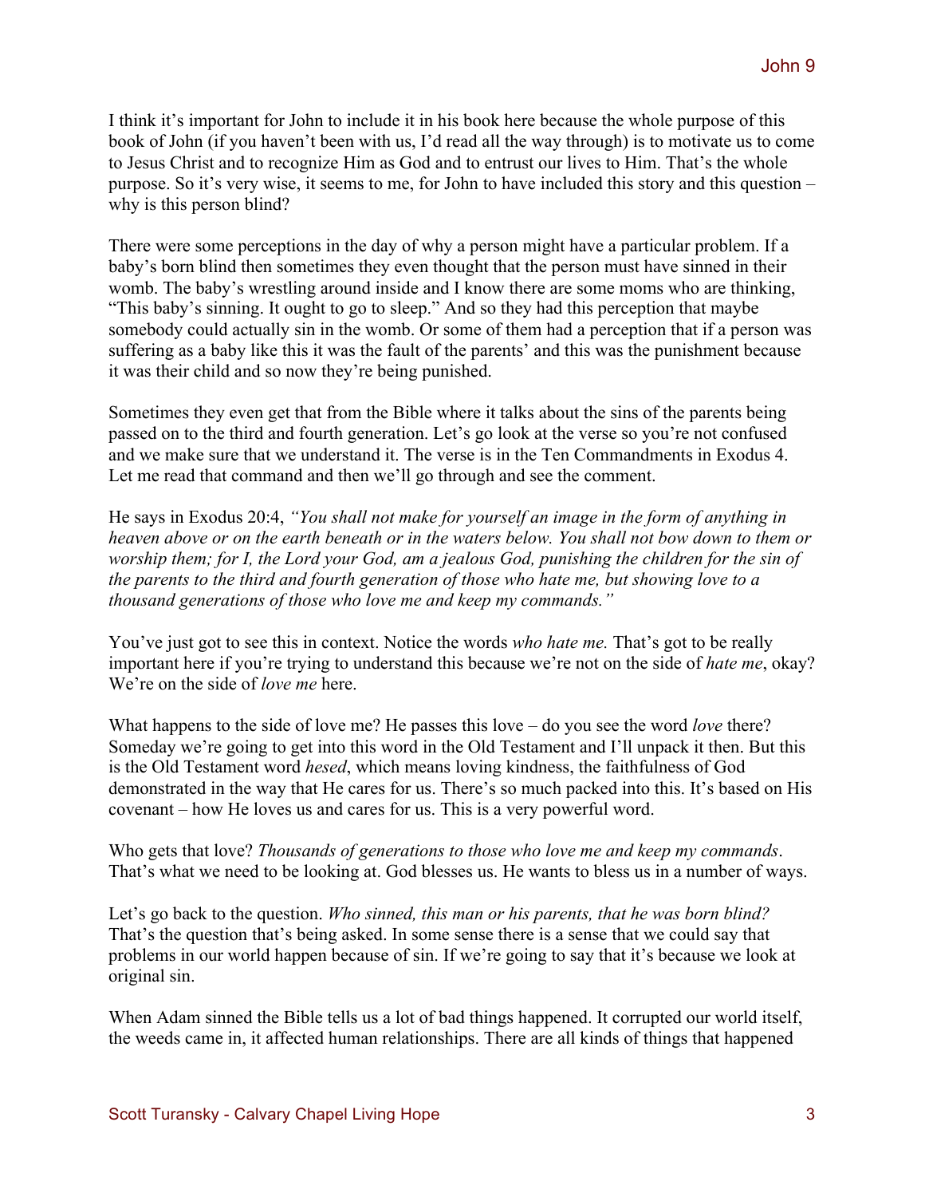I think it's important for John to include it in his book here because the whole purpose of this book of John (if you haven't been with us, I'd read all the way through) is to motivate us to come to Jesus Christ and to recognize Him as God and to entrust our lives to Him. That's the whole purpose. So it's very wise, it seems to me, for John to have included this story and this question – why is this person blind?

There were some perceptions in the day of why a person might have a particular problem. If a baby's born blind then sometimes they even thought that the person must have sinned in their womb. The baby's wrestling around inside and I know there are some moms who are thinking, "This baby's sinning. It ought to go to sleep." And so they had this perception that maybe somebody could actually sin in the womb. Or some of them had a perception that if a person was suffering as a baby like this it was the fault of the parents' and this was the punishment because it was their child and so now they're being punished.

Sometimes they even get that from the Bible where it talks about the sins of the parents being passed on to the third and fourth generation. Let's go look at the verse so you're not confused and we make sure that we understand it. The verse is in the Ten Commandments in Exodus 4. Let me read that command and then we'll go through and see the comment.

He says in Exodus 20:4, *"You shall not make for yourself an image in the form of anything in heaven above or on the earth beneath or in the waters below. You shall not bow down to them or worship them; for I, the Lord your God, am a jealous God, punishing the children for the sin of the parents to the third and fourth generation of those who hate me, but showing love to a thousand generations of those who love me and keep my commands."*

You've just got to see this in context. Notice the words *who hate me.* That's got to be really important here if you're trying to understand this because we're not on the side of *hate me*, okay? We're on the side of *love me* here.

What happens to the side of love me? He passes this love – do you see the word *love* there? Someday we're going to get into this word in the Old Testament and I'll unpack it then. But this is the Old Testament word *hesed*, which means loving kindness, the faithfulness of God demonstrated in the way that He cares for us. There's so much packed into this. It's based on His covenant – how He loves us and cares for us. This is a very powerful word.

Who gets that love? *Thousands of generations to those who love me and keep my commands*. That's what we need to be looking at. God blesses us. He wants to bless us in a number of ways.

Let's go back to the question. *Who sinned, this man or his parents, that he was born blind?* That's the question that's being asked. In some sense there is a sense that we could say that problems in our world happen because of sin. If we're going to say that it's because we look at original sin.

When Adam sinned the Bible tells us a lot of bad things happened. It corrupted our world itself, the weeds came in, it affected human relationships. There are all kinds of things that happened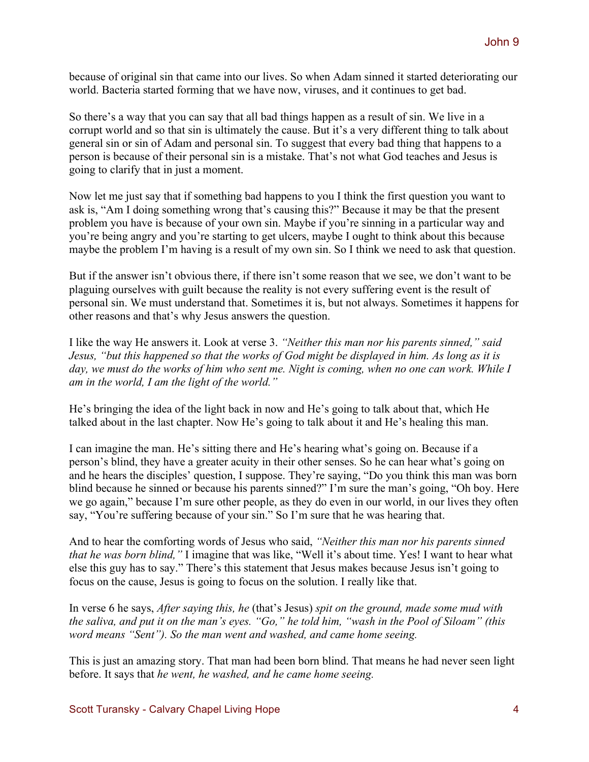because of original sin that came into our lives. So when Adam sinned it started deteriorating our world. Bacteria started forming that we have now, viruses, and it continues to get bad.

So there's a way that you can say that all bad things happen as a result of sin. We live in a corrupt world and so that sin is ultimately the cause. But it's a very different thing to talk about general sin or sin of Adam and personal sin. To suggest that every bad thing that happens to a person is because of their personal sin is a mistake. That's not what God teaches and Jesus is going to clarify that in just a moment.

Now let me just say that if something bad happens to you I think the first question you want to ask is, "Am I doing something wrong that's causing this?" Because it may be that the present problem you have is because of your own sin. Maybe if you're sinning in a particular way and you're being angry and you're starting to get ulcers, maybe I ought to think about this because maybe the problem I'm having is a result of my own sin. So I think we need to ask that question.

But if the answer isn't obvious there, if there isn't some reason that we see, we don't want to be plaguing ourselves with guilt because the reality is not every suffering event is the result of personal sin. We must understand that. Sometimes it is, but not always. Sometimes it happens for other reasons and that's why Jesus answers the question.

I like the way He answers it. Look at verse 3. *"Neither this man nor his parents sinned," said Jesus, "but this happened so that the works of God might be displayed in him. As long as it is day, we must do the works of him who sent me. Night is coming, when no one can work. While I am in the world, I am the light of the world."*

He's bringing the idea of the light back in now and He's going to talk about that, which He talked about in the last chapter. Now He's going to talk about it and He's healing this man.

I can imagine the man. He's sitting there and He's hearing what's going on. Because if a person's blind, they have a greater acuity in their other senses. So he can hear what's going on and he hears the disciples' question, I suppose. They're saying, "Do you think this man was born blind because he sinned or because his parents sinned?" I'm sure the man's going, "Oh boy. Here we go again," because I'm sure other people, as they do even in our world, in our lives they often say, "You're suffering because of your sin." So I'm sure that he was hearing that.

And to hear the comforting words of Jesus who said, *"Neither this man nor his parents sinned that he was born blind,"* I imagine that was like, "Well it's about time. Yes! I want to hear what else this guy has to say." There's this statement that Jesus makes because Jesus isn't going to focus on the cause, Jesus is going to focus on the solution. I really like that.

In verse 6 he says, *After saying this, he* (that's Jesus) *spit on the ground, made some mud with the saliva, and put it on the man's eyes. "Go," he told him, "wash in the Pool of Siloam" (this word means "Sent"). So the man went and washed, and came home seeing.*

This is just an amazing story. That man had been born blind. That means he had never seen light before. It says that *he went, he washed, and he came home seeing.*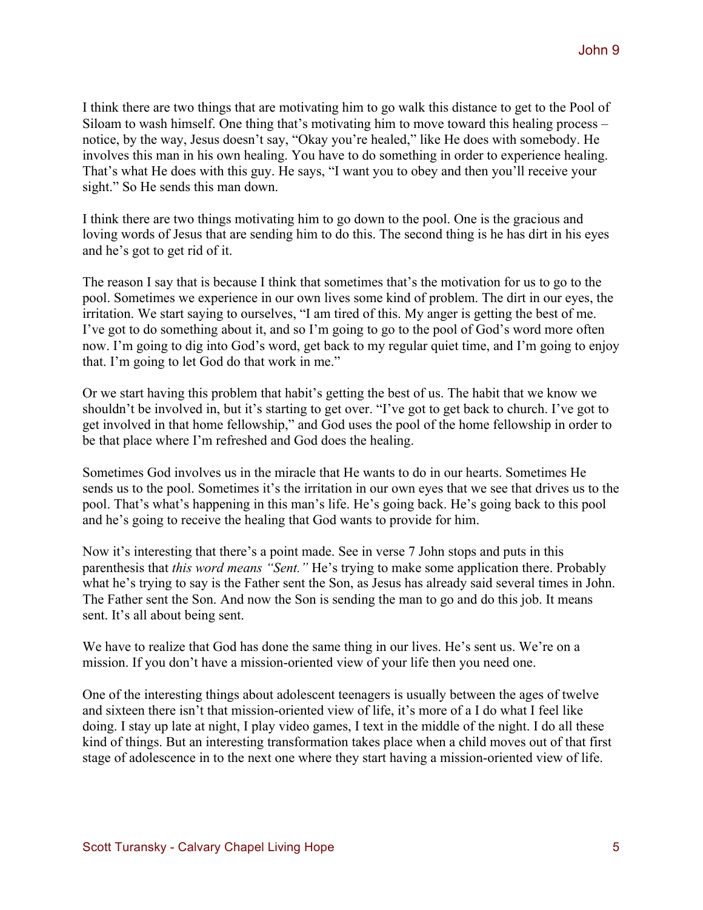I think there are two things that are motivating him to go walk this distance to get to the Pool of Siloam to wash himself. One thing that's motivating him to move toward this healing process – notice, by the way, Jesus doesn't say, "Okay you're healed," like He does with somebody. He involves this man in his own healing. You have to do something in order to experience healing. That's what He does with this guy. He says, "I want you to obey and then you'll receive your sight." So He sends this man down.

I think there are two things motivating him to go down to the pool. One is the gracious and loving words of Jesus that are sending him to do this. The second thing is he has dirt in his eyes and he's got to get rid of it.

The reason I say that is because I think that sometimes that's the motivation for us to go to the pool. Sometimes we experience in our own lives some kind of problem. The dirt in our eyes, the irritation. We start saying to ourselves, "I am tired of this. My anger is getting the best of me. I've got to do something about it, and so I'm going to go to the pool of God's word more often now. I'm going to dig into God's word, get back to my regular quiet time, and I'm going to enjoy that. I'm going to let God do that work in me."

Or we start having this problem that habit's getting the best of us. The habit that we know we shouldn't be involved in, but it's starting to get over. "I've got to get back to church. I've got to get involved in that home fellowship," and God uses the pool of the home fellowship in order to be that place where I'm refreshed and God does the healing.

Sometimes God involves us in the miracle that He wants to do in our hearts. Sometimes He sends us to the pool. Sometimes it's the irritation in our own eyes that we see that drives us to the pool. That's what's happening in this man's life. He's going back. He's going back to this pool and he's going to receive the healing that God wants to provide for him.

Now it's interesting that there's a point made. See in verse 7 John stops and puts in this parenthesis that *this word means "Sent."* He's trying to make some application there. Probably what he's trying to say is the Father sent the Son, as Jesus has already said several times in John. The Father sent the Son. And now the Son is sending the man to go and do this job. It means sent. It's all about being sent.

We have to realize that God has done the same thing in our lives. He's sent us. We're on a mission. If you don't have a mission-oriented view of your life then you need one.

One of the interesting things about adolescent teenagers is usually between the ages of twelve and sixteen there isn't that mission-oriented view of life, it's more of a I do what I feel like doing. I stay up late at night, I play video games, I text in the middle of the night. I do all these kind of things. But an interesting transformation takes place when a child moves out of that first stage of adolescence in to the next one where they start having a mission-oriented view of life.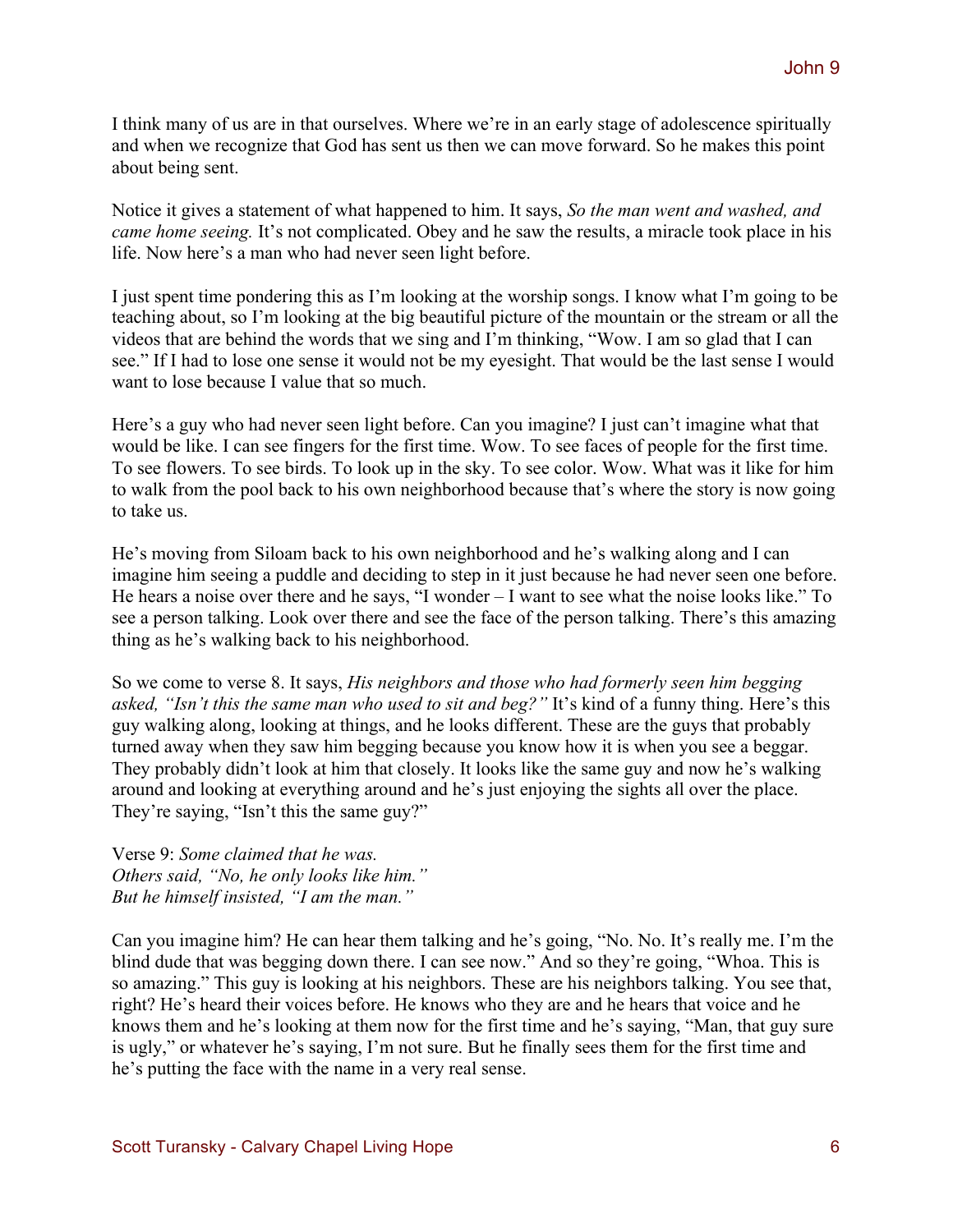I think many of us are in that ourselves. Where we're in an early stage of adolescence spiritually and when we recognize that God has sent us then we can move forward. So he makes this point about being sent.

Notice it gives a statement of what happened to him. It says, *So the man went and washed, and came home seeing.* It's not complicated. Obey and he saw the results, a miracle took place in his life. Now here's a man who had never seen light before.

I just spent time pondering this as I'm looking at the worship songs. I know what I'm going to be teaching about, so I'm looking at the big beautiful picture of the mountain or the stream or all the videos that are behind the words that we sing and I'm thinking, "Wow. I am so glad that I can see." If I had to lose one sense it would not be my eyesight. That would be the last sense I would want to lose because I value that so much.

Here's a guy who had never seen light before. Can you imagine? I just can't imagine what that would be like. I can see fingers for the first time. Wow. To see faces of people for the first time. To see flowers. To see birds. To look up in the sky. To see color. Wow. What was it like for him to walk from the pool back to his own neighborhood because that's where the story is now going to take us.

He's moving from Siloam back to his own neighborhood and he's walking along and I can imagine him seeing a puddle and deciding to step in it just because he had never seen one before. He hears a noise over there and he says, "I wonder – I want to see what the noise looks like." To see a person talking. Look over there and see the face of the person talking. There's this amazing thing as he's walking back to his neighborhood.

So we come to verse 8. It says, *His neighbors and those who had formerly seen him begging asked, "Isn't this the same man who used to sit and beg?"* It's kind of a funny thing. Here's this guy walking along, looking at things, and he looks different. These are the guys that probably turned away when they saw him begging because you know how it is when you see a beggar. They probably didn't look at him that closely. It looks like the same guy and now he's walking around and looking at everything around and he's just enjoying the sights all over the place. They're saying, "Isn't this the same guy?"

Verse 9: *Some claimed that he was.*
*Others said, "No, he only looks like him."*
*But he himself insisted, "I am the man."*

Can you imagine him? He can hear them talking and he's going, "No. No. It's really me. I'm the blind dude that was begging down there. I can see now." And so they're going, "Whoa. This is so amazing." This guy is looking at his neighbors. These are his neighbors talking. You see that, right? He's heard their voices before. He knows who they are and he hears that voice and he knows them and he's looking at them now for the first time and he's saying, "Man, that guy sure is ugly," or whatever he's saying, I'm not sure. But he finally sees them for the first time and he's putting the face with the name in a very real sense.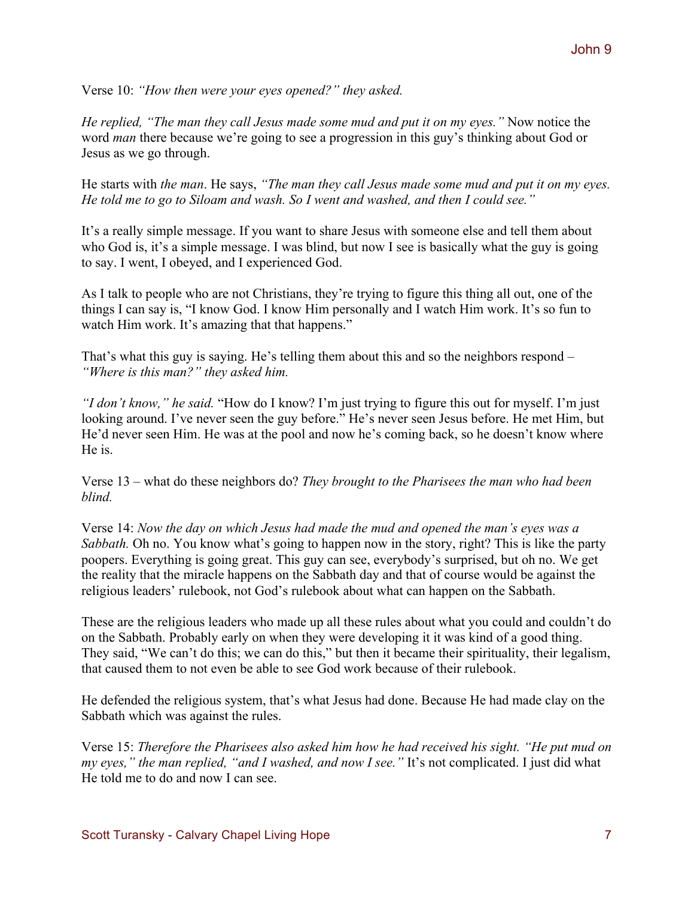Verse 10: *"How then were your eyes opened?" they asked.*

*He replied, "The man they call Jesus made some mud and put it on my eyes."* Now notice the word *man* there because we're going to see a progression in this guy's thinking about God or Jesus as we go through.

He starts with *the man*. He says, *"The man they call Jesus made some mud and put it on my eyes. He told me to go to Siloam and wash. So I went and washed, and then I could see."*

It's a really simple message. If you want to share Jesus with someone else and tell them about who God is, it's a simple message. I was blind, but now I see is basically what the guy is going to say. I went, I obeyed, and I experienced God.

As I talk to people who are not Christians, they're trying to figure this thing all out, one of the things I can say is, "I know God. I know Him personally and I watch Him work. It's so fun to watch Him work. It's amazing that that happens."

That's what this guy is saying. He's telling them about this and so the neighbors respond – *"Where is this man?" they asked him.*

*"I don't know," he said.* "How do I know? I'm just trying to figure this out for myself. I'm just looking around. I've never seen the guy before." He's never seen Jesus before. He met Him, but He'd never seen Him. He was at the pool and now he's coming back, so he doesn't know where He is.

Verse 13 – what do these neighbors do? *They brought to the Pharisees the man who had been blind.*

Verse 14: *Now the day on which Jesus had made the mud and opened the man's eyes was a Sabbath.* Oh no. You know what's going to happen now in the story, right? This is like the party poopers. Everything is going great. This guy can see, everybody's surprised, but oh no. We get the reality that the miracle happens on the Sabbath day and that of course would be against the religious leaders' rulebook, not God's rulebook about what can happen on the Sabbath.

These are the religious leaders who made up all these rules about what you could and couldn't do on the Sabbath. Probably early on when they were developing it it was kind of a good thing. They said, "We can't do this; we can do this," but then it became their spirituality, their legalism, that caused them to not even be able to see God work because of their rulebook.

He defended the religious system, that's what Jesus had done. Because He had made clay on the Sabbath which was against the rules.

Verse 15: *Therefore the Pharisees also asked him how he had received his sight. "He put mud on my eyes," the man replied, "and I washed, and now I see."* It's not complicated. I just did what He told me to do and now I can see.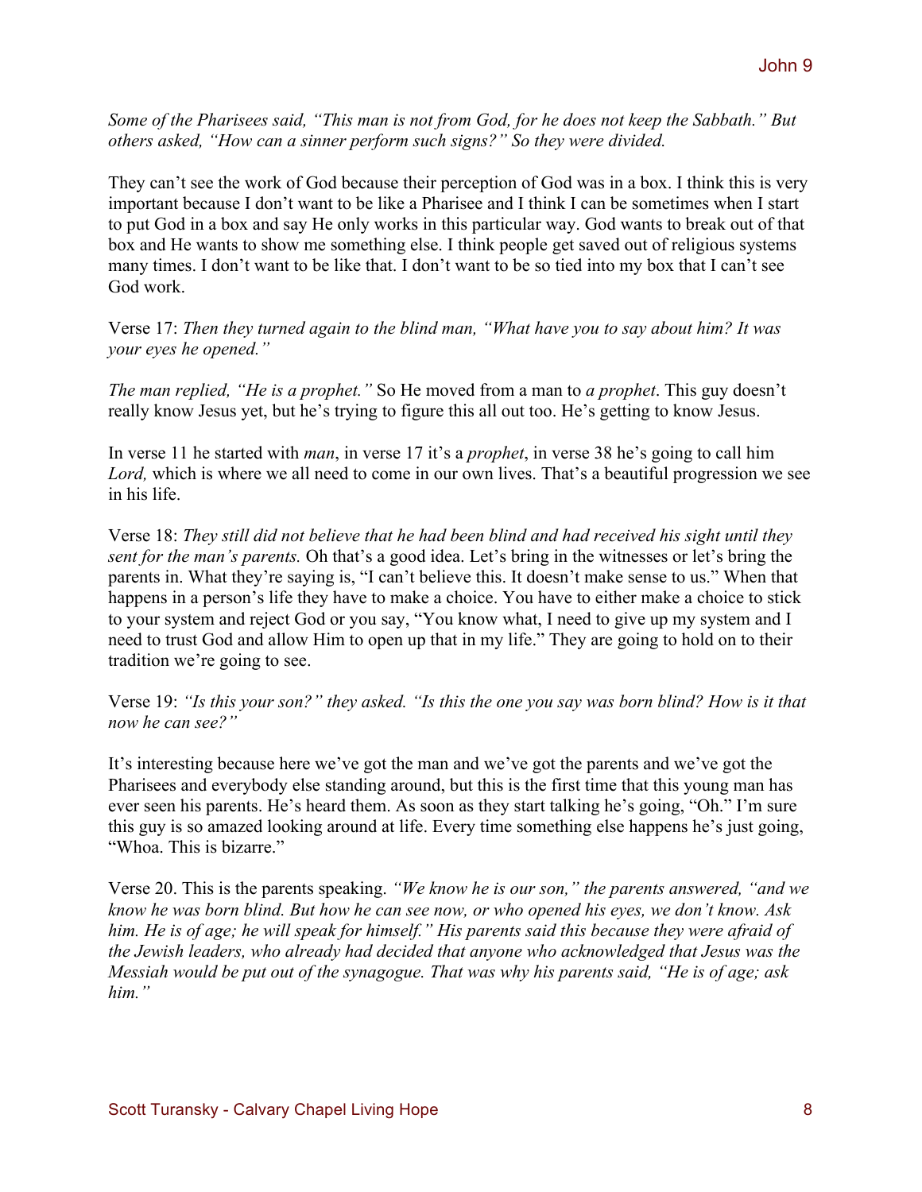*Some of the Pharisees said, "This man is not from God, for he does not keep the Sabbath." But others asked, "How can a sinner perform such signs?" So they were divided.*

They can't see the work of God because their perception of God was in a box. I think this is very important because I don't want to be like a Pharisee and I think I can be sometimes when I start to put God in a box and say He only works in this particular way. God wants to break out of that box and He wants to show me something else. I think people get saved out of religious systems many times. I don't want to be like that. I don't want to be so tied into my box that I can't see God work.

Verse 17: *Then they turned again to the blind man, "What have you to say about him? It was your eyes he opened."*

*The man replied, "He is a prophet."* So He moved from a man to *a prophet*. This guy doesn't really know Jesus yet, but he's trying to figure this all out too. He's getting to know Jesus.

In verse 11 he started with *man*, in verse 17 it's a *prophet*, in verse 38 he's going to call him *Lord,* which is where we all need to come in our own lives. That's a beautiful progression we see in his life.

Verse 18: *They still did not believe that he had been blind and had received his sight until they sent for the man's parents.* Oh that's a good idea. Let's bring in the witnesses or let's bring the parents in. What they're saying is, "I can't believe this. It doesn't make sense to us." When that happens in a person's life they have to make a choice. You have to either make a choice to stick to your system and reject God or you say, "You know what, I need to give up my system and I need to trust God and allow Him to open up that in my life." They are going to hold on to their tradition we're going to see.

Verse 19: *"Is this your son?" they asked. "Is this the one you say was born blind? How is it that now he can see?"*

It's interesting because here we've got the man and we've got the parents and we've got the Pharisees and everybody else standing around, but this is the first time that this young man has ever seen his parents. He's heard them. As soon as they start talking he's going, "Oh." I'm sure this guy is so amazed looking around at life. Every time something else happens he's just going, "Whoa. This is bizarre."

Verse 20. This is the parents speaking. *"We know he is our son," the parents answered, "and we know he was born blind. But how he can see now, or who opened his eyes, we don't know. Ask him. He is of age; he will speak for himself." His parents said this because they were afraid of the Jewish leaders, who already had decided that anyone who acknowledged that Jesus was the Messiah would be put out of the synagogue. That was why his parents said, "He is of age; ask him."*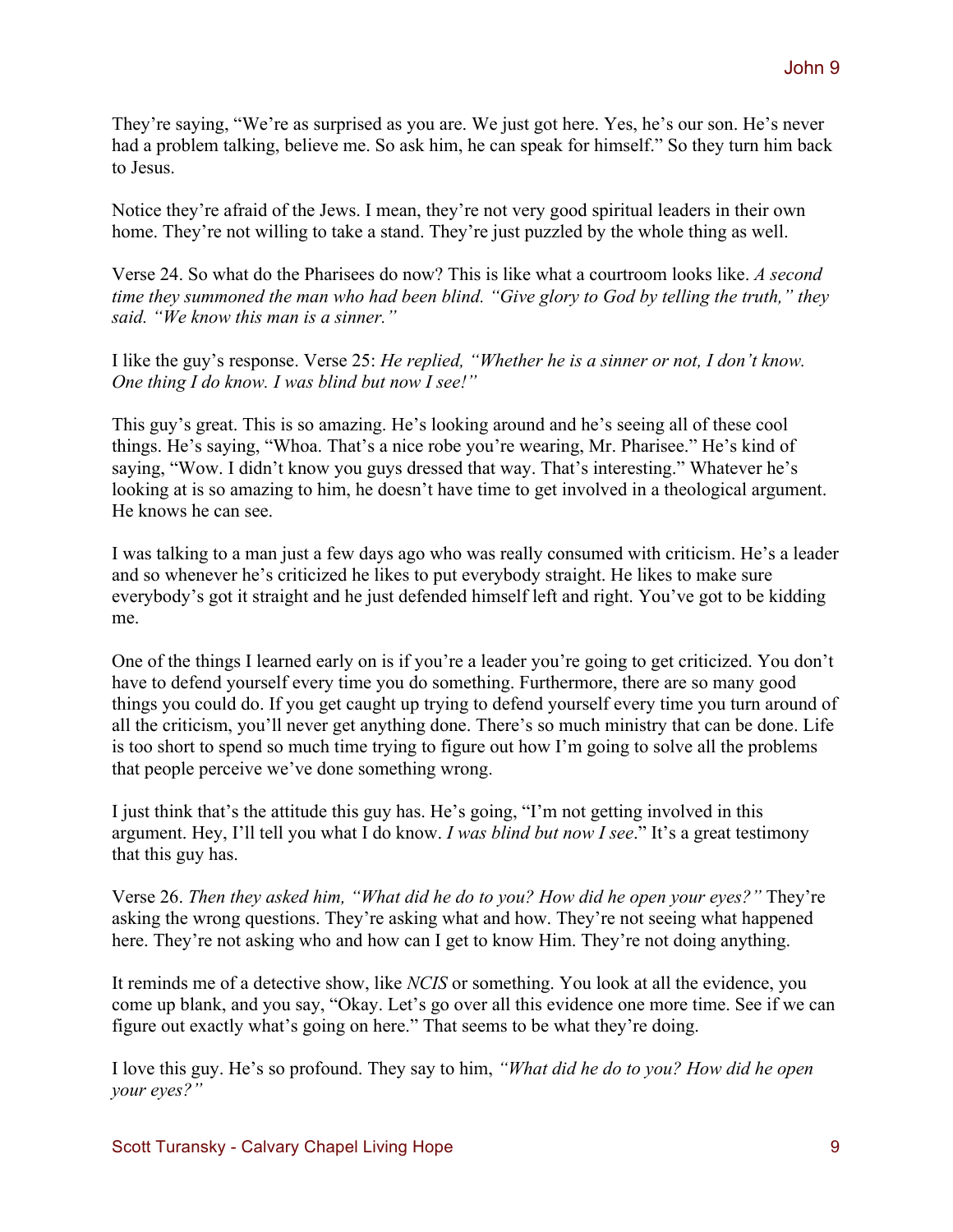They're saying, "We're as surprised as you are. We just got here. Yes, he's our son. He's never had a problem talking, believe me. So ask him, he can speak for himself." So they turn him back to Jesus.

Notice they're afraid of the Jews. I mean, they're not very good spiritual leaders in their own home. They're not willing to take a stand. They're just puzzled by the whole thing as well.

Verse 24. So what do the Pharisees do now? This is like what a courtroom looks like. *A second time they summoned the man who had been blind. "Give glory to God by telling the truth," they said. "We know this man is a sinner."*

I like the guy's response. Verse 25: *He replied, "Whether he is a sinner or not, I don't know. One thing I do know. I was blind but now I see!"*

This guy's great. This is so amazing. He's looking around and he's seeing all of these cool things. He's saying, "Whoa. That's a nice robe you're wearing, Mr. Pharisee." He's kind of saying, "Wow. I didn't know you guys dressed that way. That's interesting." Whatever he's looking at is so amazing to him, he doesn't have time to get involved in a theological argument. He knows he can see.

I was talking to a man just a few days ago who was really consumed with criticism. He's a leader and so whenever he's criticized he likes to put everybody straight. He likes to make sure everybody's got it straight and he just defended himself left and right. You've got to be kidding me.

One of the things I learned early on is if you're a leader you're going to get criticized. You don't have to defend yourself every time you do something. Furthermore, there are so many good things you could do. If you get caught up trying to defend yourself every time you turn around of all the criticism, you'll never get anything done. There's so much ministry that can be done. Life is too short to spend so much time trying to figure out how I'm going to solve all the problems that people perceive we've done something wrong.

I just think that's the attitude this guy has. He's going, "I'm not getting involved in this argument. Hey, I'll tell you what I do know. *I was blind but now I see*." It's a great testimony that this guy has.

Verse 26. *Then they asked him, "What did he do to you? How did he open your eyes?"* They're asking the wrong questions. They're asking what and how. They're not seeing what happened here. They're not asking who and how can I get to know Him. They're not doing anything.

It reminds me of a detective show, like *NCIS* or something. You look at all the evidence, you come up blank, and you say, "Okay. Let's go over all this evidence one more time. See if we can figure out exactly what's going on here." That seems to be what they're doing.

I love this guy. He's so profound. They say to him, *"What did he do to you? How did he open your eyes?"*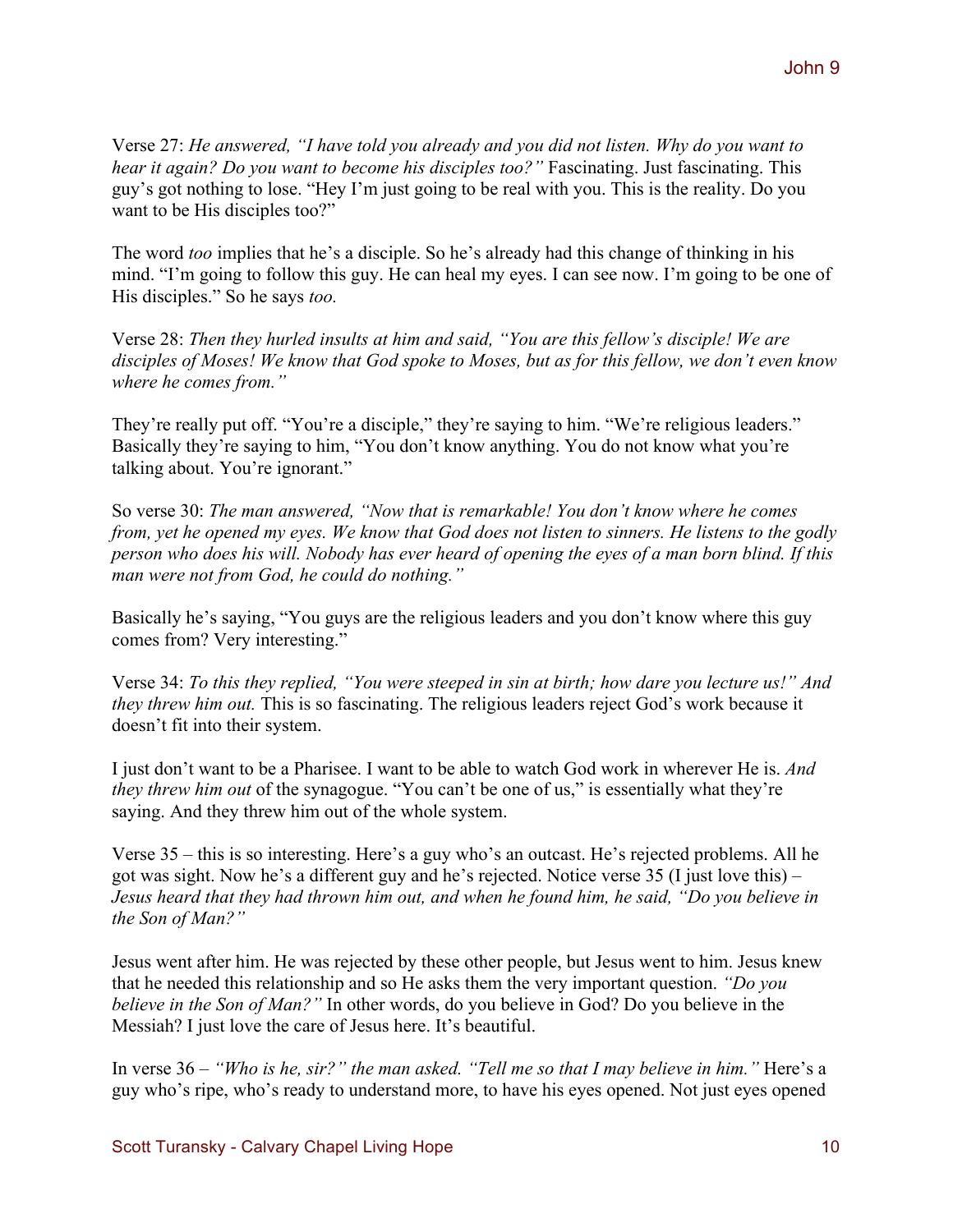Verse 27: *He answered, "I have told you already and you did not listen. Why do you want to hear it again? Do you want to become his disciples too?"* Fascinating. Just fascinating. This guy's got nothing to lose. "Hey I'm just going to be real with you. This is the reality. Do you want to be His disciples too?"

The word *too* implies that he's a disciple. So he's already had this change of thinking in his mind. "I'm going to follow this guy. He can heal my eyes. I can see now. I'm going to be one of His disciples." So he says *too.*

Verse 28: *Then they hurled insults at him and said, "You are this fellow's disciple! We are disciples of Moses! We know that God spoke to Moses, but as for this fellow, we don't even know where he comes from."*

They're really put off. "You're a disciple," they're saying to him. "We're religious leaders." Basically they're saying to him, "You don't know anything. You do not know what you're talking about. You're ignorant."

So verse 30: *The man answered, "Now that is remarkable! You don't know where he comes from, yet he opened my eyes. We know that God does not listen to sinners. He listens to the godly person who does his will. Nobody has ever heard of opening the eyes of a man born blind. If this man were not from God, he could do nothing."*

Basically he's saying, "You guys are the religious leaders and you don't know where this guy comes from? Very interesting."

Verse 34: *To this they replied, "You were steeped in sin at birth; how dare you lecture us!" And they threw him out.* This is so fascinating. The religious leaders reject God's work because it doesn't fit into their system.

I just don't want to be a Pharisee. I want to be able to watch God work in wherever He is. *And they threw him out* of the synagogue. "You can't be one of us," is essentially what they're saying. And they threw him out of the whole system.

Verse 35 – this is so interesting. Here's a guy who's an outcast. He's rejected problems. All he got was sight. Now he's a different guy and he's rejected. Notice verse 35 (I just love this) – *Jesus heard that they had thrown him out, and when he found him, he said, "Do you believe in the Son of Man?"*

Jesus went after him. He was rejected by these other people, but Jesus went to him. Jesus knew that he needed this relationship and so He asks them the very important question. *"Do you believe in the Son of Man?"* In other words, do you believe in God? Do you believe in the Messiah? I just love the care of Jesus here. It's beautiful.

In verse 36 – *"Who is he, sir?" the man asked. "Tell me so that I may believe in him."* Here's a guy who's ripe, who's ready to understand more, to have his eyes opened. Not just eyes opened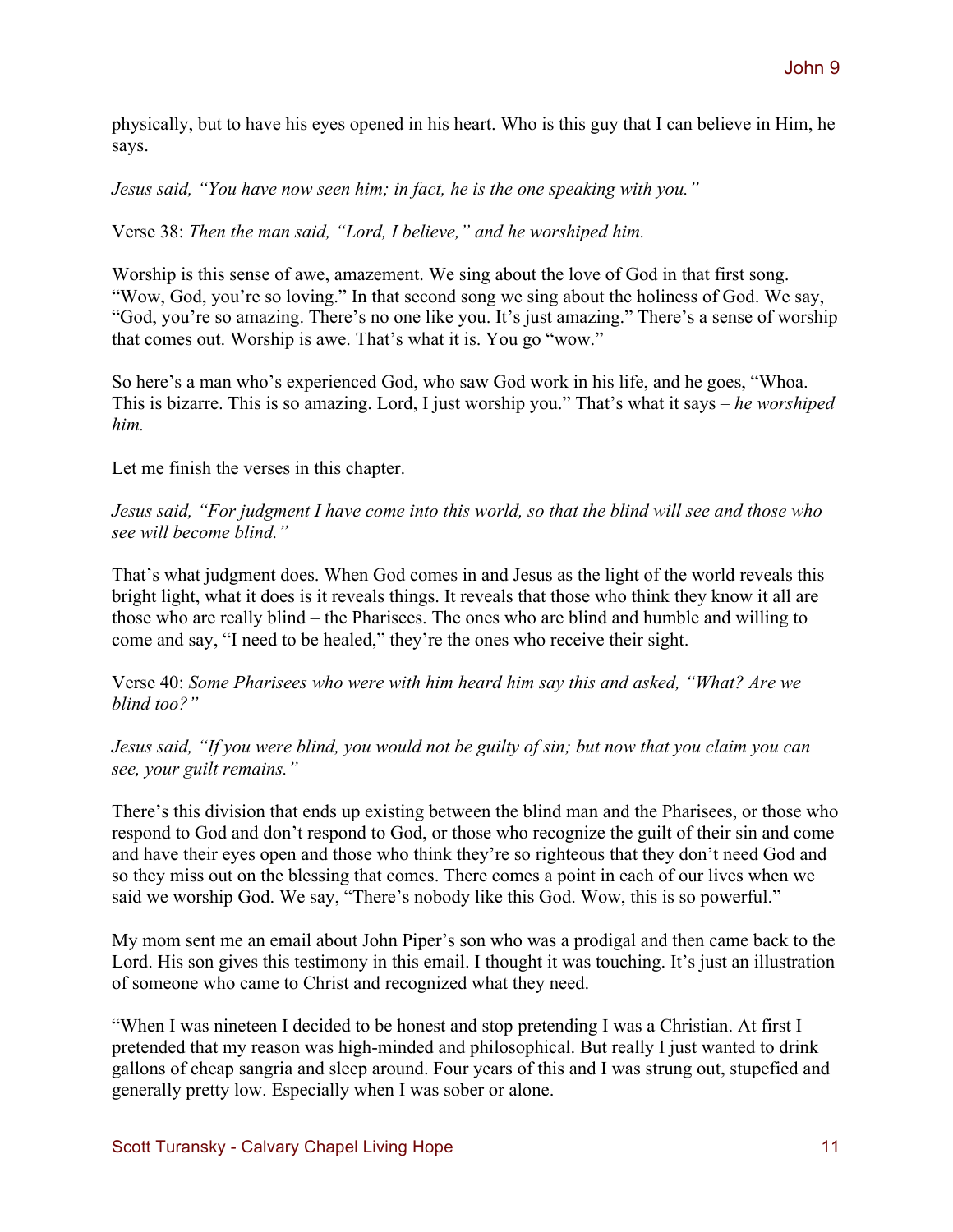physically, but to have his eyes opened in his heart. Who is this guy that I can believe in Him, he says.

*Jesus said, "You have now seen him; in fact, he is the one speaking with you."*

Verse 38: *Then the man said, "Lord, I believe," and he worshiped him.*

Worship is this sense of awe, amazement. We sing about the love of God in that first song. "Wow, God, you're so loving." In that second song we sing about the holiness of God. We say, "God, you're so amazing. There's no one like you. It's just amazing." There's a sense of worship that comes out. Worship is awe. That's what it is. You go "wow."

So here's a man who's experienced God, who saw God work in his life, and he goes, "Whoa. This is bizarre. This is so amazing. Lord, I just worship you." That's what it says – *he worshiped him.*

Let me finish the verses in this chapter.

*Jesus said, "For judgment I have come into this world, so that the blind will see and those who see will become blind."*

That's what judgment does. When God comes in and Jesus as the light of the world reveals this bright light, what it does is it reveals things. It reveals that those who think they know it all are those who are really blind – the Pharisees. The ones who are blind and humble and willing to come and say, "I need to be healed," they're the ones who receive their sight.

Verse 40: *Some Pharisees who were with him heard him say this and asked, "What? Are we blind too?"*

*Jesus said, "If you were blind, you would not be guilty of sin; but now that you claim you can see, your guilt remains."*

There's this division that ends up existing between the blind man and the Pharisees, or those who respond to God and don't respond to God, or those who recognize the guilt of their sin and come and have their eyes open and those who think they're so righteous that they don't need God and so they miss out on the blessing that comes. There comes a point in each of our lives when we said we worship God. We say, "There's nobody like this God. Wow, this is so powerful."

My mom sent me an email about John Piper's son who was a prodigal and then came back to the Lord. His son gives this testimony in this email. I thought it was touching. It's just an illustration of someone who came to Christ and recognized what they need.

"When I was nineteen I decided to be honest and stop pretending I was a Christian. At first I pretended that my reason was high-minded and philosophical. But really I just wanted to drink gallons of cheap sangria and sleep around. Four years of this and I was strung out, stupefied and generally pretty low. Especially when I was sober or alone.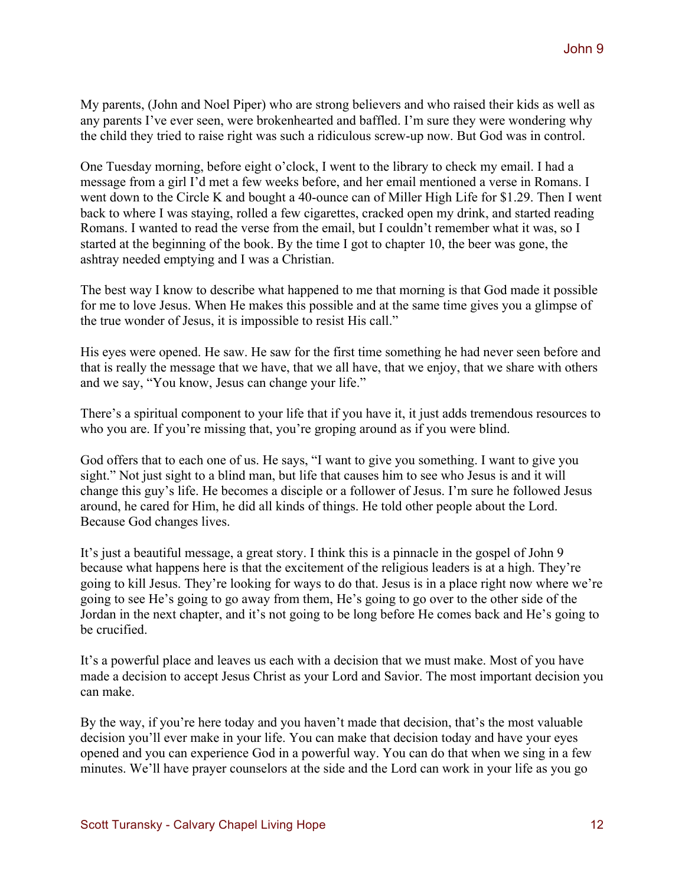My parents, (John and Noel Piper) who are strong believers and who raised their kids as well as any parents I've ever seen, were brokenhearted and baffled. I'm sure they were wondering why the child they tried to raise right was such a ridiculous screw-up now. But God was in control.

One Tuesday morning, before eight o'clock, I went to the library to check my email. I had a message from a girl I'd met a few weeks before, and her email mentioned a verse in Romans. I went down to the Circle K and bought a 40-ounce can of Miller High Life for $1.29. Then I went back to where I was staying, rolled a few cigarettes, cracked open my drink, and started reading Romans. I wanted to read the verse from the email, but I couldn't remember what it was, so I started at the beginning of the book. By the time I got to chapter 10, the beer was gone, the ashtray needed emptying and I was a Christian.

The best way I know to describe what happened to me that morning is that God made it possible for me to love Jesus. When He makes this possible and at the same time gives you a glimpse of the true wonder of Jesus, it is impossible to resist His call."

His eyes were opened. He saw. He saw for the first time something he had never seen before and that is really the message that we have, that we all have, that we enjoy, that we share with others and we say, "You know, Jesus can change your life."

There's a spiritual component to your life that if you have it, it just adds tremendous resources to who you are. If you're missing that, you're groping around as if you were blind.

God offers that to each one of us. He says, "I want to give you something. I want to give you sight." Not just sight to a blind man, but life that causes him to see who Jesus is and it will change this guy's life. He becomes a disciple or a follower of Jesus. I'm sure he followed Jesus around, he cared for Him, he did all kinds of things. He told other people about the Lord. Because God changes lives.

It's just a beautiful message, a great story. I think this is a pinnacle in the gospel of John 9 because what happens here is that the excitement of the religious leaders is at a high. They're going to kill Jesus. They're looking for ways to do that. Jesus is in a place right now where we're going to see He's going to go away from them, He's going to go over to the other side of the Jordan in the next chapter, and it's not going to be long before He comes back and He's going to be crucified.

It's a powerful place and leaves us each with a decision that we must make. Most of you have made a decision to accept Jesus Christ as your Lord and Savior. The most important decision you can make.

By the way, if you're here today and you haven't made that decision, that's the most valuable decision you'll ever make in your life. You can make that decision today and have your eyes opened and you can experience God in a powerful way. You can do that when we sing in a few minutes. We'll have prayer counselors at the side and the Lord can work in your life as you go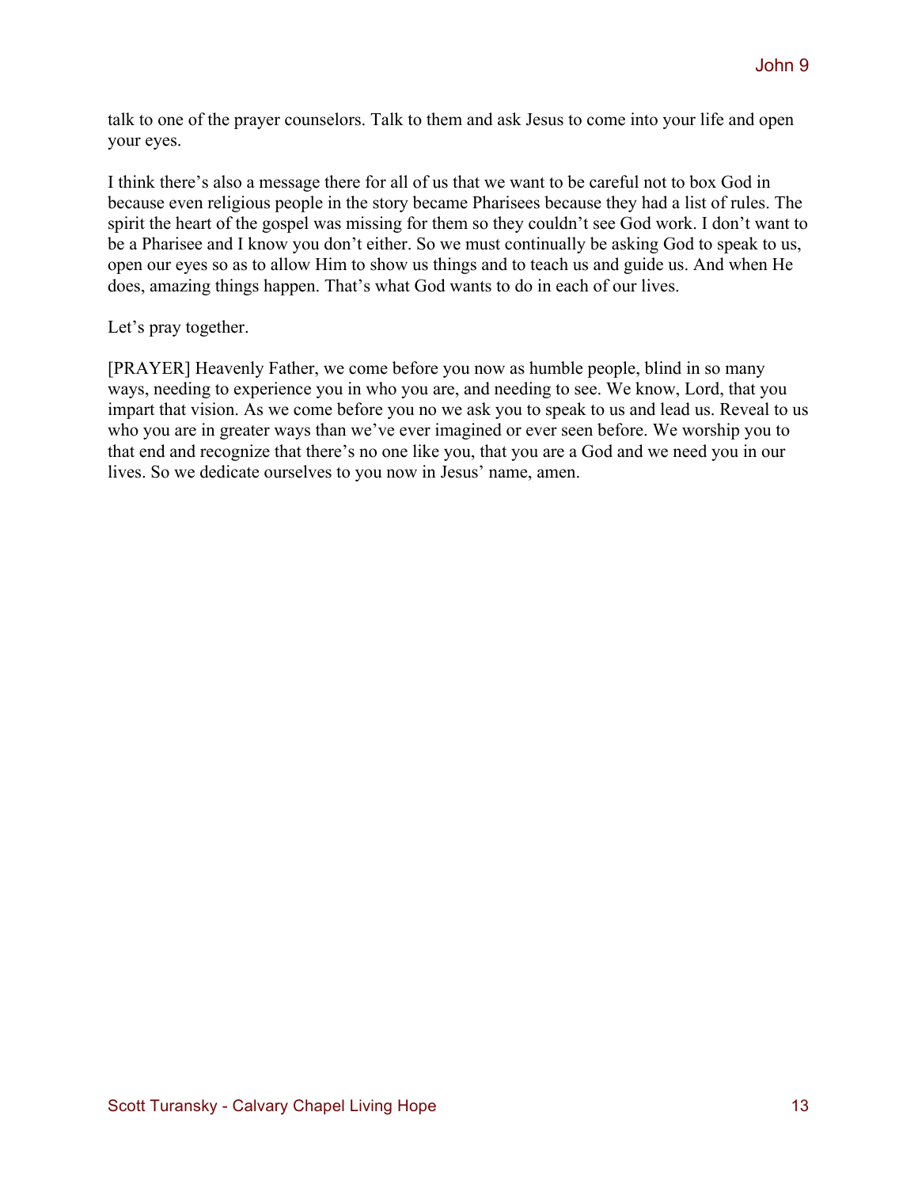talk to one of the prayer counselors. Talk to them and ask Jesus to come into your life and open your eyes.

I think there's also a message there for all of us that we want to be careful not to box God in because even religious people in the story became Pharisees because they had a list of rules. The spirit the heart of the gospel was missing for them so they couldn't see God work. I don't want to be a Pharisee and I know you don't either. So we must continually be asking God to speak to us, open our eyes so as to allow Him to show us things and to teach us and guide us. And when He does, amazing things happen. That's what God wants to do in each of our lives.

Let's pray together.

[PRAYER] Heavenly Father, we come before you now as humble people, blind in so many ways, needing to experience you in who you are, and needing to see. We know, Lord, that you impart that vision. As we come before you no we ask you to speak to us and lead us. Reveal to us who you are in greater ways than we've ever imagined or ever seen before. We worship you to that end and recognize that there's no one like you, that you are a God and we need you in our lives. So we dedicate ourselves to you now in Jesus' name, amen.